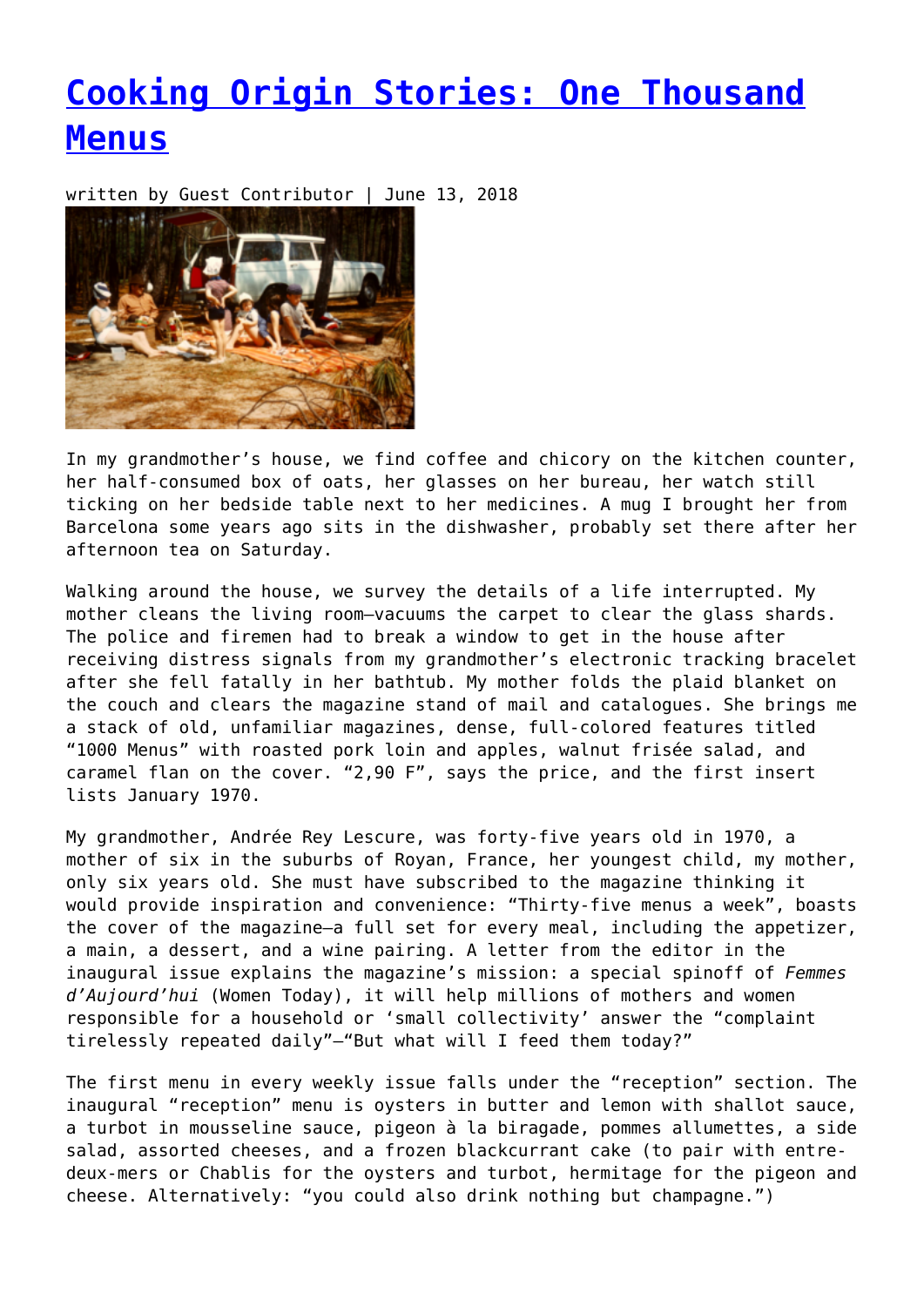# Cooking Origin Stories: One Thousand Menus

written by Guest Contributor | June 13, 2018

In my grandmother's house, we find coffee and chicory on the kitchen counter, her half-consumed box of oats, her glasses on her bureau, her watch still ticking on her bedside table next to her medicines. A mug I brought her from Barcelona some years ago sits in the dishwasher, probably set there after her afternoon tea on Saturday.

Walking around the house, we survey the details of a life interrupted. My mother cleans the living room—vacuums the carpet to clear the glass shards. The police and firemen had to break a window to get in the house after receiving distress signals from my grandmother's electronic tracking bracelet after she fell fatally in her bathtub. My mother folds the plaid blanket on the couch and clears the magazine stand of mail and catalogues. She brings me a stack of old, unfamiliar magazines, dense, full-colored features titled "1000 Menus" with roasted pork loin and apples, walnut frisée salad, and caramel flan on the cover. "2,90 F", says the price, and the first insert lists January 1970.

My grandmother, Andrée Rey Lescure, was forty-five years old in 1970, a mother of six in the suburbs of Royan, France, her youngest child, my mother, only six years old. She must have subscribed to the magazine thinking it would provide inspiration and convenience: "Thirty-five menus a week", boasts the cover of the magazine—a full set for every meal, including the appetizer, a main, a dessert, and a wine pairing. A letter from the editor in the inaugural issue explains the magazine's mission: a special spinoff of *Femmes d'Aujourd'hui* (Women Today), it will help millions of mothers and women responsible for a household or 'small collectivity' answer the "complaint tirelessly repeated daily"—"But what will I feed them today?"

The first menu in every weekly issue falls under the "reception" section. The inaugural "reception" menu is oysters in butter and lemon with shallot sauce, a turbot in mousseline sauce, pigeon à la biragade, pommes allumettes, a side salad, assorted cheeses, and a frozen blackcurrant cake (to pair with entre-deux-mers or Chablis for the oysters and turbot, hermitage for the pigeon and cheese. Alternatively: "you could also drink nothing but champagne.")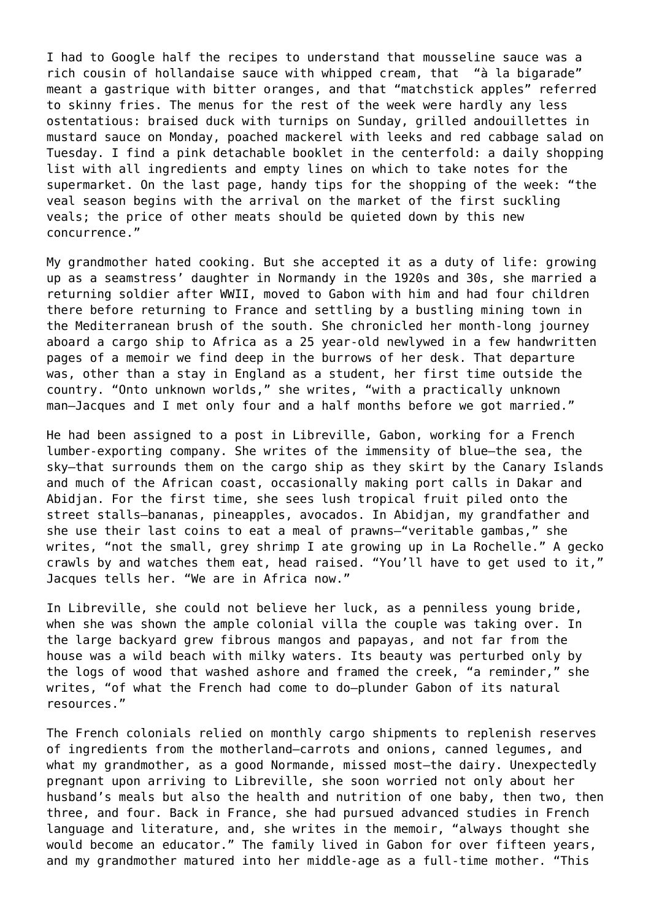I had to Google half the recipes to understand that mousseline sauce was a rich cousin of hollandaise sauce with whipped cream, that  “à la bigarade” meant a gastrique with bitter oranges, and that “matchstick apples” referred to skinny fries. The menus for the rest of the week were hardly any less ostentatious: braised duck with turnips on Sunday, grilled andouillettes in mustard sauce on Monday, poached mackerel with leeks and red cabbage salad on Tuesday. I find a pink detachable booklet in the centerfold: a daily shopping list with all ingredients and empty lines on which to take notes for the supermarket. On the last page, handy tips for the shopping of the week: “the veal season begins with the arrival on the market of the first suckling veals; the price of other meats should be quieted down by this new concurrence.”

My grandmother hated cooking. But she accepted it as a duty of life: growing up as a seamstress’ daughter in Normandy in the 1920s and 30s, she married a returning soldier after WWII, moved to Gabon with him and had four children there before returning to France and settling by a bustling mining town in the Mediterranean brush of the south. She chronicled her month-long journey aboard a cargo ship to Africa as a 25 year-old newlywed in a few handwritten pages of a memoir we find deep in the burrows of her desk. That departure was, other than a stay in England as a student, her first time outside the country. “Onto unknown worlds,” she writes, “with a practically unknown man—Jacques and I met only four and a half months before we got married.”

He had been assigned to a post in Libreville, Gabon, working for a French lumber-exporting company. She writes of the immensity of blue—the sea, the sky—that surrounds them on the cargo ship as they skirt by the Canary Islands and much of the African coast, occasionally making port calls in Dakar and Abidjan. For the first time, she sees lush tropical fruit piled onto the street stalls—bananas, pineapples, avocados. In Abidjan, my grandfather and she use their last coins to eat a meal of prawns—“veritable gambas,” she writes, “not the small, grey shrimp I ate growing up in La Rochelle.” A gecko crawls by and watches them eat, head raised. “You’ll have to get used to it,” Jacques tells her. “We are in Africa now.”

In Libreville, she could not believe her luck, as a penniless young bride, when she was shown the ample colonial villa the couple was taking over. In the large backyard grew fibrous mangos and papayas, and not far from the house was a wild beach with milky waters. Its beauty was perturbed only by the logs of wood that washed ashore and framed the creek, “a reminder,” she writes, “of what the French had come to do—plunder Gabon of its natural resources.”

The French colonials relied on monthly cargo shipments to replenish reserves of ingredients from the motherland—carrots and onions, canned legumes, and what my grandmother, as a good Normande, missed most—the dairy. Unexpectedly pregnant upon arriving to Libreville, she soon worried not only about her husband’s meals but also the health and nutrition of one baby, then two, then three, and four. Back in France, she had pursued advanced studies in French language and literature, and, she writes in the memoir, “always thought she would become an educator.” The family lived in Gabon for over fifteen years, and my grandmother matured into her middle-age as a full-time mother. “This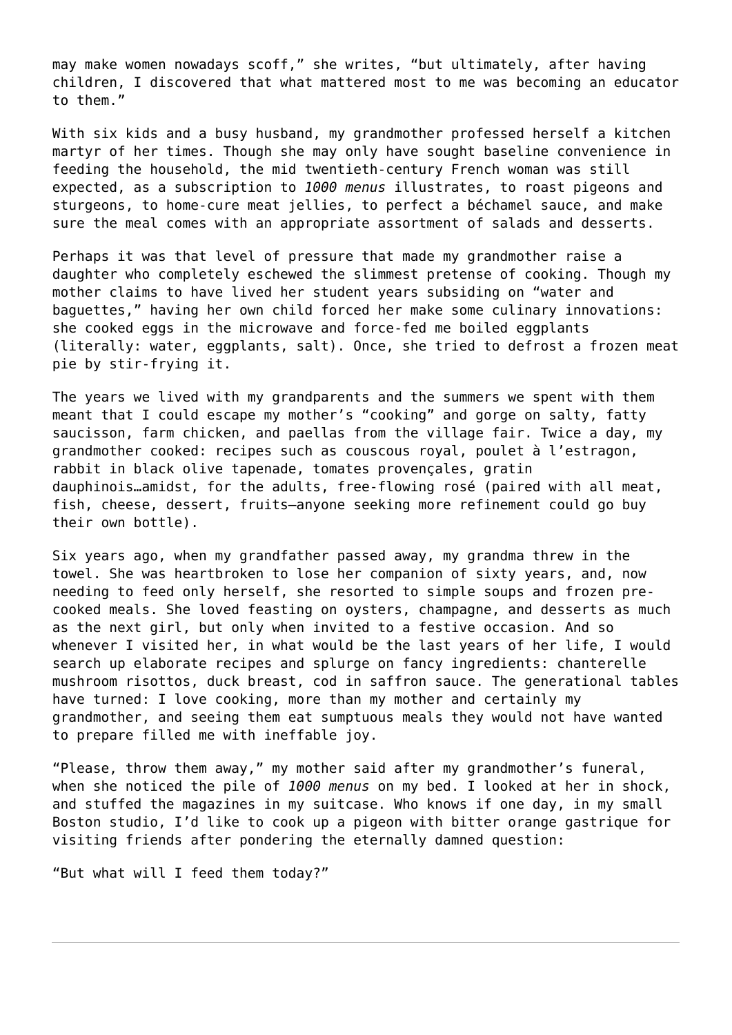may make women nowadays scoff," she writes, "but ultimately, after having children, I discovered that what mattered most to me was becoming an educator to them."

With six kids and a busy husband, my grandmother professed herself a kitchen martyr of her times. Though she may only have sought baseline convenience in feeding the household, the mid twentieth-century French woman was still expected, as a subscription to *1000 menus* illustrates, to roast pigeons and sturgeons, to home-cure meat jellies, to perfect a béchamel sauce, and make sure the meal comes with an appropriate assortment of salads and desserts.

Perhaps it was that level of pressure that made my grandmother raise a daughter who completely eschewed the slimmest pretense of cooking. Though my mother claims to have lived her student years subsiding on "water and baguettes," having her own child forced her make some culinary innovations: she cooked eggs in the microwave and force-fed me boiled eggplants (literally: water, eggplants, salt). Once, she tried to defrost a frozen meat pie by stir-frying it.

The years we lived with my grandparents and the summers we spent with them meant that I could escape my mother's "cooking" and gorge on salty, fatty saucisson, farm chicken, and paellas from the village fair. Twice a day, my grandmother cooked: recipes such as couscous royal, poulet à l'estragon, rabbit in black olive tapenade, tomates provençales, gratin dauphinois…amidst, for the adults, free-flowing rosé (paired with all meat, fish, cheese, dessert, fruits—anyone seeking more refinement could go buy their own bottle).

Six years ago, when my grandfather passed away, my grandma threw in the towel. She was heartbroken to lose her companion of sixty years, and, now needing to feed only herself, she resorted to simple soups and frozen pre-cooked meals. She loved feasting on oysters, champagne, and desserts as much as the next girl, but only when invited to a festive occasion. And so whenever I visited her, in what would be the last years of her life, I would search up elaborate recipes and splurge on fancy ingredients: chanterelle mushroom risottos, duck breast, cod in saffron sauce. The generational tables have turned: I love cooking, more than my mother and certainly my grandmother, and seeing them eat sumptuous meals they would not have wanted to prepare filled me with ineffable joy.

"Please, throw them away," my mother said after my grandmother's funeral, when she noticed the pile of *1000 menus* on my bed. I looked at her in shock, and stuffed the magazines in my suitcase. Who knows if one day, in my small Boston studio, I'd like to cook up a pigeon with bitter orange gastrique for visiting friends after pondering the eternally damned question:

"But what will I feed them today?"

---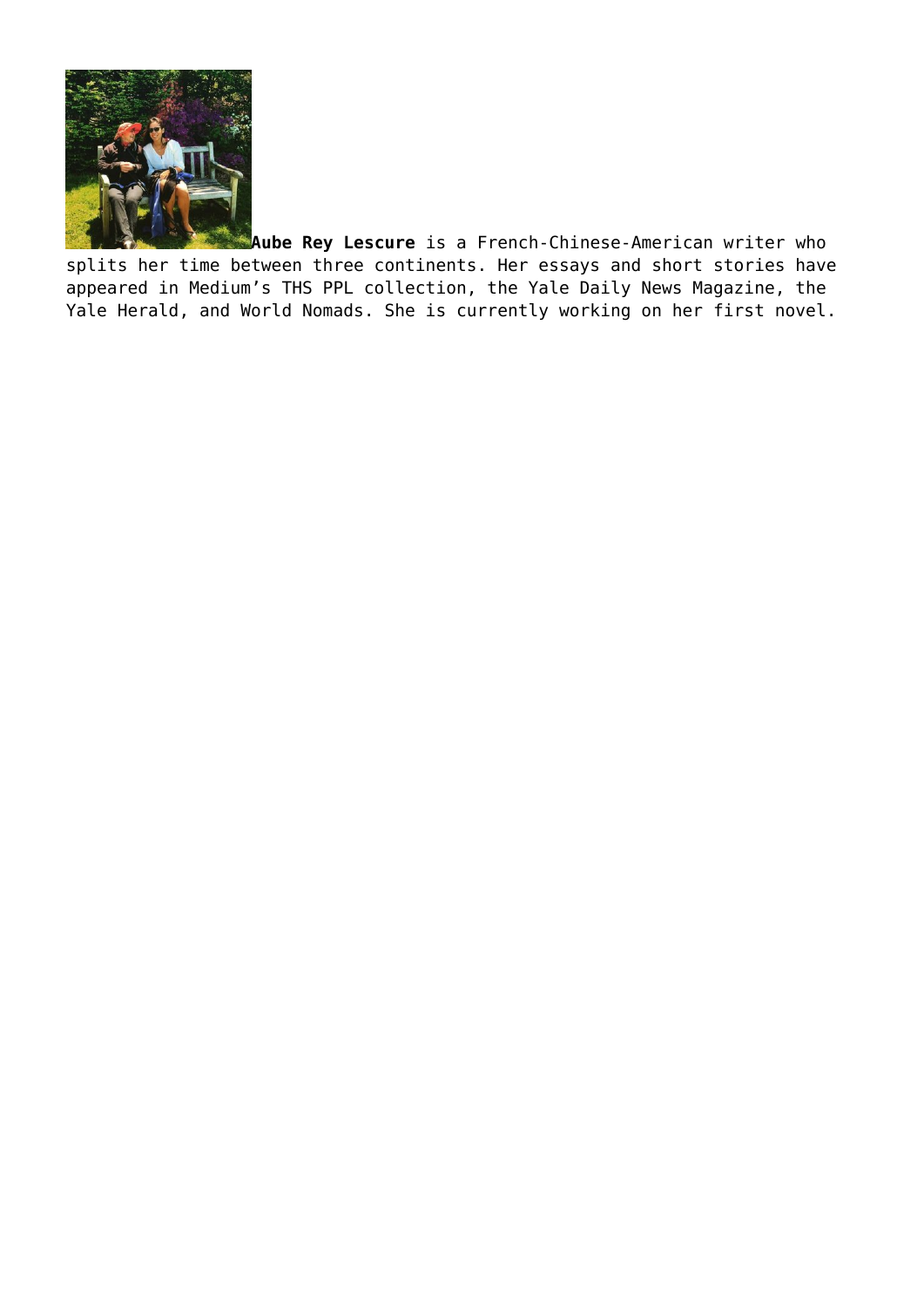**Aube Rey Lescure** is a French-Chinese-American writer who splits her time between three continents. Her essays and short stories have appeared in Medium’s THS PPL collection, the Yale Daily News Magazine, the Yale Herald, and World Nomads. She is currently working on her first novel.